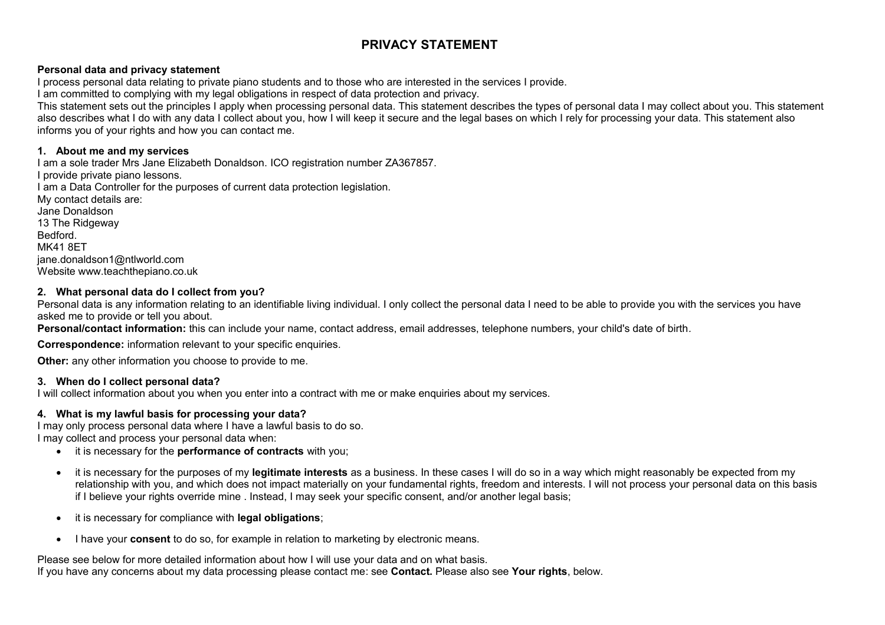# PRIVACY STATEMENT

**Personal data and privacy statement**

I process personal data relating to private piano students and to those who are interested in the services I provide.

I am committed to complying with my legal obligations in respect of data protection and privacy.

This statement sets out the principles I apply when processing personal data. This statement describes the types of personal data I may collect about you. This statement also describes what I do with any data I collect about you, how I will keep it secure and the legal bases on which I rely for processing your data. This statement also informs you of your rights and how you can contact me.

## 1. About me and my services

I am a sole trader Mrs Jane Elizabeth Donaldson. ICO registration number ZA367857.

I provide private piano lessons.

I am a Data Controller for the purposes of current data protection legislation.

My contact details are:

Jane Donaldson
13 The Ridgeway
Bedford.
MK41 8ET
jane.donaldson1@ntlworld.com
Website www.teachthepiano.co.uk

## 2. What personal data do I collect from you?

Personal data is any information relating to an identifiable living individual. I only collect the personal data I need to be able to provide you with the services you have asked me to provide or tell you about.

**Personal/contact information:** this can include your name, contact address, email addresses, telephone numbers, your child's date of birth.

**Correspondence:** information relevant to your specific enquiries.

**Other:** any other information you choose to provide to me.

## 3. When do I collect personal data?

I will collect information about you when you enter into a contract with me or make enquiries about my services.

## 4. What is my lawful basis for processing your data?

I may only process personal data where I have a lawful basis to do so.

I may collect and process your personal data when:

- it is necessary for the **performance of contracts** with you;
- it is necessary for the purposes of my **legitimate interests** as a business. In these cases I will do so in a way which might reasonably be expected from my relationship with you, and which does not impact materially on your fundamental rights, freedom and interests. I will not process your personal data on this basis if I believe your rights override mine . Instead, I may seek your specific consent, and/or another legal basis;
- it is necessary for compliance with **legal obligations**;
- I have your **consent** to do so, for example in relation to marketing by electronic means.

Please see below for more detailed information about how I will use your data and on what basis.

If you have any concerns about my data processing please contact me: see **Contact.** Please also see **Your rights**, below.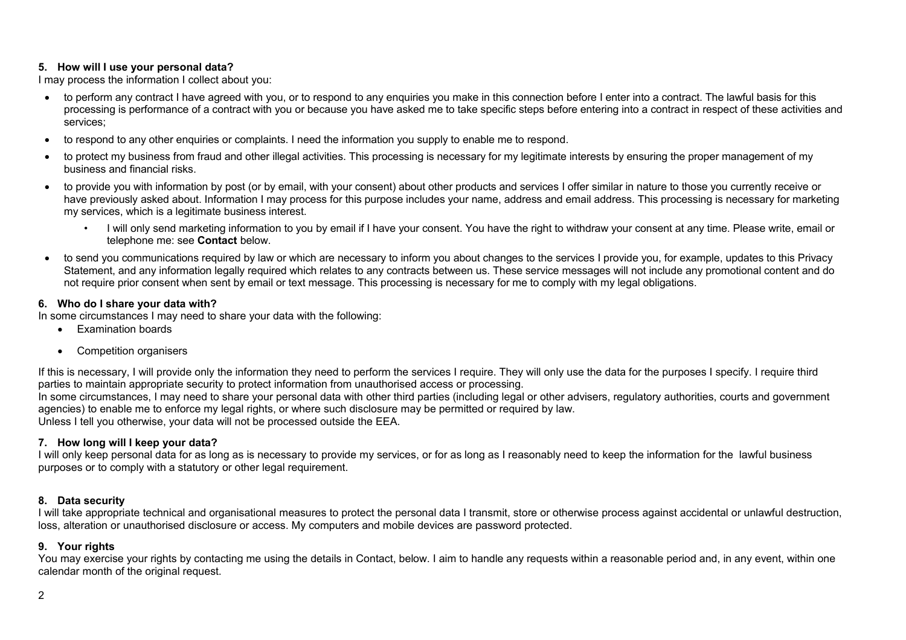## 5. How will I use your personal data?

I may process the information I collect about you:

- to perform any contract I have agreed with you, or to respond to any enquiries you make in this connection before I enter into a contract. The lawful basis for this processing is performance of a contract with you or because you have asked me to take specific steps before entering into a contract in respect of these activities and services;
- to respond to any other enquiries or complaints. I need the information you supply to enable me to respond.
- to protect my business from fraud and other illegal activities. This processing is necessary for my legitimate interests by ensuring the proper management of my business and financial risks.
- to provide you with information by post (or by email, with your consent) about other products and services I offer similar in nature to those you currently receive or have previously asked about. Information I may process for this purpose includes your name, address and email address. This processing is necessary for marketing my services, which is a legitimate business interest.
  - I will only send marketing information to you by email if I have your consent. You have the right to withdraw your consent at any time. Please write, email or telephone me: see **Contact** below.
- to send you communications required by law or which are necessary to inform you about changes to the services I provide you, for example, updates to this Privacy Statement, and any information legally required which relates to any contracts between us. These service messages will not include any promotional content and do not require prior consent when sent by email or text message. This processing is necessary for me to comply with my legal obligations.

## 6. Who do I share your data with?

In some circumstances I may need to share your data with the following:

- Examination boards
- Competition organisers

If this is necessary, I will provide only the information they need to perform the services I require. They will only use the data for the purposes I specify. I require third parties to maintain appropriate security to protect information from unauthorised access or processing.

In some circumstances, I may need to share your personal data with other third parties (including legal or other advisers, regulatory authorities, courts and government agencies) to enable me to enforce my legal rights, or where such disclosure may be permitted or required by law.

Unless I tell you otherwise, your data will not be processed outside the EEA.

## 7. How long will I keep your data?

I will only keep personal data for as long as is necessary to provide my services, or for as long as I reasonably need to keep the information for the lawful business purposes or to comply with a statutory or other legal requirement.

## 8. Data security

I will take appropriate technical and organisational measures to protect the personal data I transmit, store or otherwise process against accidental or unlawful destruction, loss, alteration or unauthorised disclosure or access. My computers and mobile devices are password protected.

## 9. Your rights

You may exercise your rights by contacting me using the details in Contact, below. I aim to handle any requests within a reasonable period and, in any event, within one calendar month of the original request.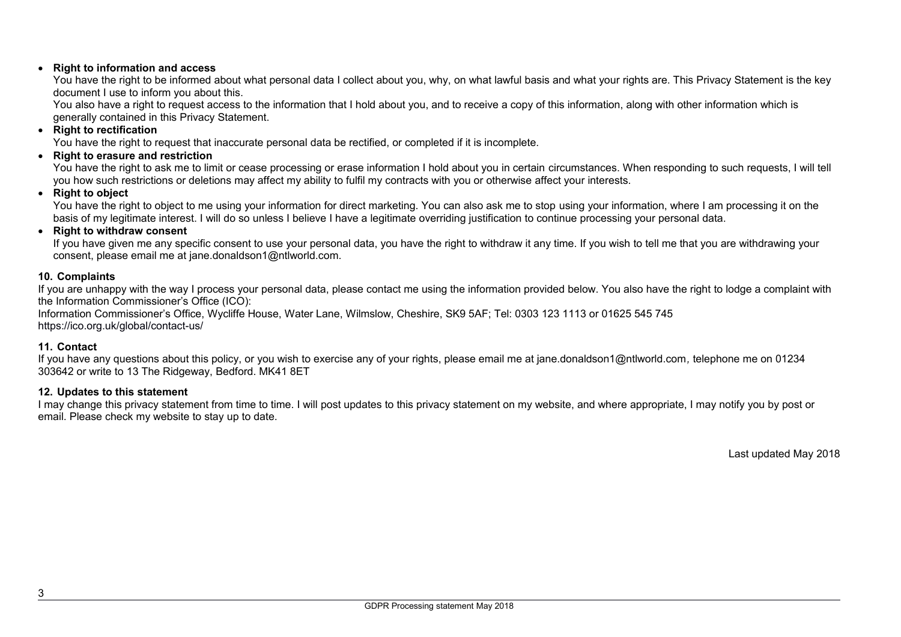- **Right to information and access**
  You have the right to be informed about what personal data I collect about you, why, on what lawful basis and what your rights are. This Privacy Statement is the key document I use to inform you about this.
  You also have a right to request access to the information that I hold about you, and to receive a copy of this information, along with other information which is generally contained in this Privacy Statement.
- **Right to rectification**
  You have the right to request that inaccurate personal data be rectified, or completed if it is incomplete.
- **Right to erasure and restriction**
  You have the right to ask me to limit or cease processing or erase information I hold about you in certain circumstances. When responding to such requests, I will tell you how such restrictions or deletions may affect my ability to fulfil my contracts with you or otherwise affect your interests.
- **Right to object**
  You have the right to object to me using your information for direct marketing. You can also ask me to stop using your information, where I am processing it on the basis of my legitimate interest. I will do so unless I believe I have a legitimate overriding justification to continue processing your personal data.
- **Right to withdraw consent**
  If you have given me any specific consent to use your personal data, you have the right to withdraw it any time. If you wish to tell me that you are withdrawing your consent, please email me at jane.donaldson1@ntlworld.com.

### 10. Complaints

If you are unhappy with the way I process your personal data, please contact me using the information provided below. You also have the right to lodge a complaint with the Information Commissioner's Office (ICO):
Information Commissioner's Office, Wycliffe House, Water Lane, Wilmslow, Cheshire, SK9 5AF; Tel: 0303 123 1113 or 01625 545 745
https://ico.org.uk/global/contact-us/

### 11. Contact

If you have any questions about this policy, or you wish to exercise any of your rights, please email me at jane.donaldson1@ntlworld.com, telephone me on 01234 303642 or write to 13 The Ridgeway, Bedford. MK41 8ET

### 12. Updates to this statement

I may change this privacy statement from time to time. I will post updates to this privacy statement on my website, and where appropriate, I may notify you by post or email. Please check my website to stay up to date.

Last updated May 2018